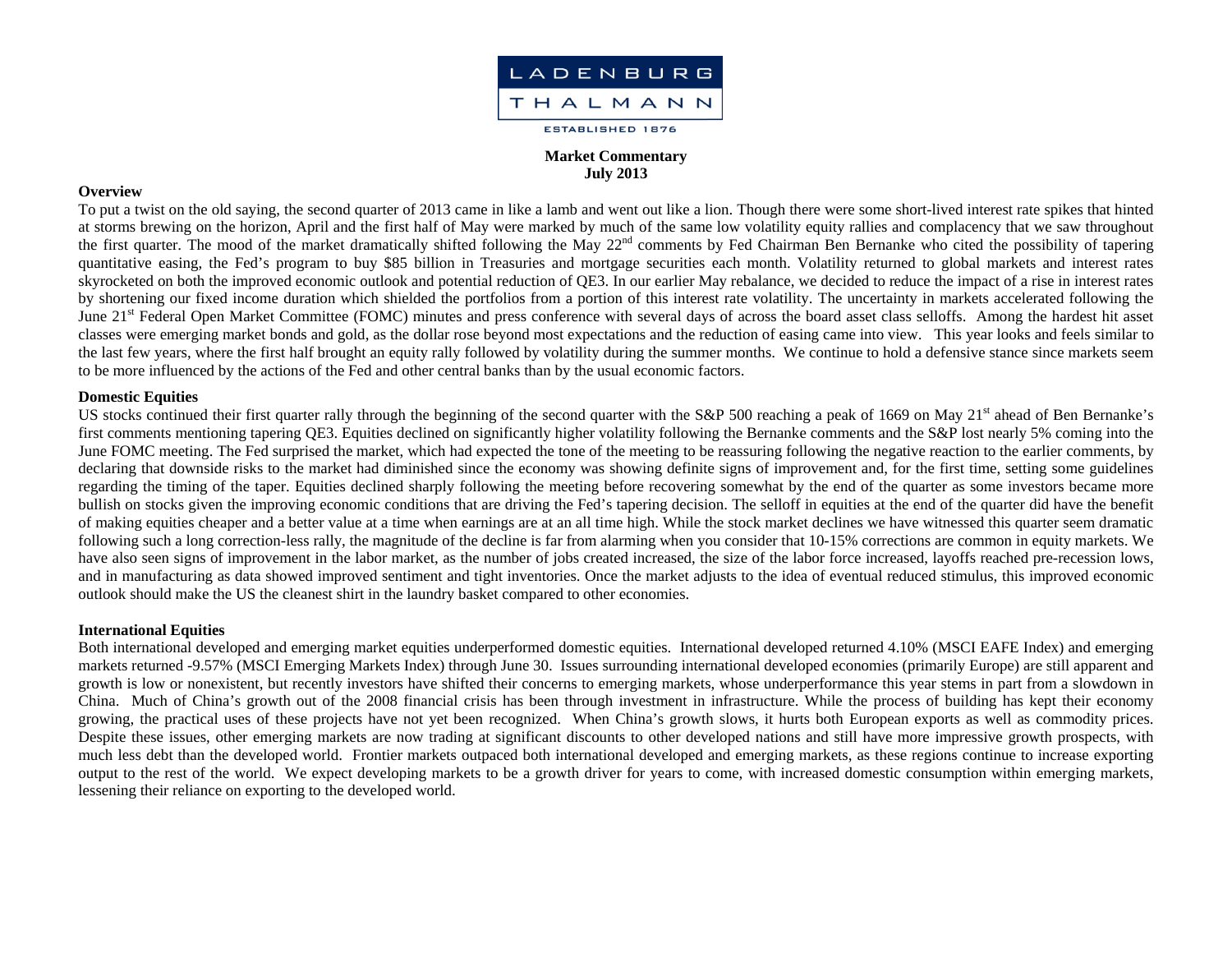LADENBURG THALMANN

ESTABLISHED 1876

**Market Commentary**
**July 2013**

## Overview

To put a twist on the old saying, the second quarter of 2013 came in like a lamb and went out like a lion. Though there were some short-lived interest rate spikes that hinted at storms brewing on the horizon, April and the first half of May were marked by much of the same low volatility equity rallies and complacency that we saw throughout the first quarter. The mood of the market dramatically shifted following the May 22nd comments by Fed Chairman Ben Bernanke who cited the possibility of tapering quantitative easing, the Fed's program to buy $85 billion in Treasuries and mortgage securities each month. Volatility returned to global markets and interest rates skyrocketed on both the improved economic outlook and potential reduction of QE3. In our earlier May rebalance, we decided to reduce the impact of a rise in interest rates by shortening our fixed income duration which shielded the portfolios from a portion of this interest rate volatility. The uncertainty in markets accelerated following the June 21st Federal Open Market Committee (FOMC) minutes and press conference with several days of across the board asset class selloffs. Among the hardest hit asset classes were emerging market bonds and gold, as the dollar rose beyond most expectations and the reduction of easing came into view. This year looks and feels similar to the last few years, where the first half brought an equity rally followed by volatility during the summer months. We continue to hold a defensive stance since markets seem to be more influenced by the actions of the Fed and other central banks than by the usual economic factors.

## Domestic Equities

US stocks continued their first quarter rally through the beginning of the second quarter with the S&P 500 reaching a peak of 1669 on May 21st ahead of Ben Bernanke's first comments mentioning tapering QE3. Equities declined on significantly higher volatility following the Bernanke comments and the S&P lost nearly 5% coming into the June FOMC meeting. The Fed surprised the market, which had expected the tone of the meeting to be reassuring following the negative reaction to the earlier comments, by declaring that downside risks to the market had diminished since the economy was showing definite signs of improvement and, for the first time, setting some guidelines regarding the timing of the taper. Equities declined sharply following the meeting before recovering somewhat by the end of the quarter as some investors became more bullish on stocks given the improving economic conditions that are driving the Fed's tapering decision. The selloff in equities at the end of the quarter did have the benefit of making equities cheaper and a better value at a time when earnings are at an all time high. While the stock market declines we have witnessed this quarter seem dramatic following such a long correction-less rally, the magnitude of the decline is far from alarming when you consider that 10-15% corrections are common in equity markets. We have also seen signs of improvement in the labor market, as the number of jobs created increased, the size of the labor force increased, layoffs reached pre-recession lows, and in manufacturing as data showed improved sentiment and tight inventories. Once the market adjusts to the idea of eventual reduced stimulus, this improved economic outlook should make the US the cleanest shirt in the laundry basket compared to other economies.

## International Equities

Both international developed and emerging market equities underperformed domestic equities. International developed returned 4.10% (MSCI EAFE Index) and emerging markets returned -9.57% (MSCI Emerging Markets Index) through June 30. Issues surrounding international developed economies (primarily Europe) are still apparent and growth is low or nonexistent, but recently investors have shifted their concerns to emerging markets, whose underperformance this year stems in part from a slowdown in China. Much of China's growth out of the 2008 financial crisis has been through investment in infrastructure. While the process of building has kept their economy growing, the practical uses of these projects have not yet been recognized. When China's growth slows, it hurts both European exports as well as commodity prices. Despite these issues, other emerging markets are now trading at significant discounts to other developed nations and still have more impressive growth prospects, with much less debt than the developed world. Frontier markets outpaced both international developed and emerging markets, as these regions continue to increase exporting output to the rest of the world. We expect developing markets to be a growth driver for years to come, with increased domestic consumption within emerging markets, lessening their reliance on exporting to the developed world.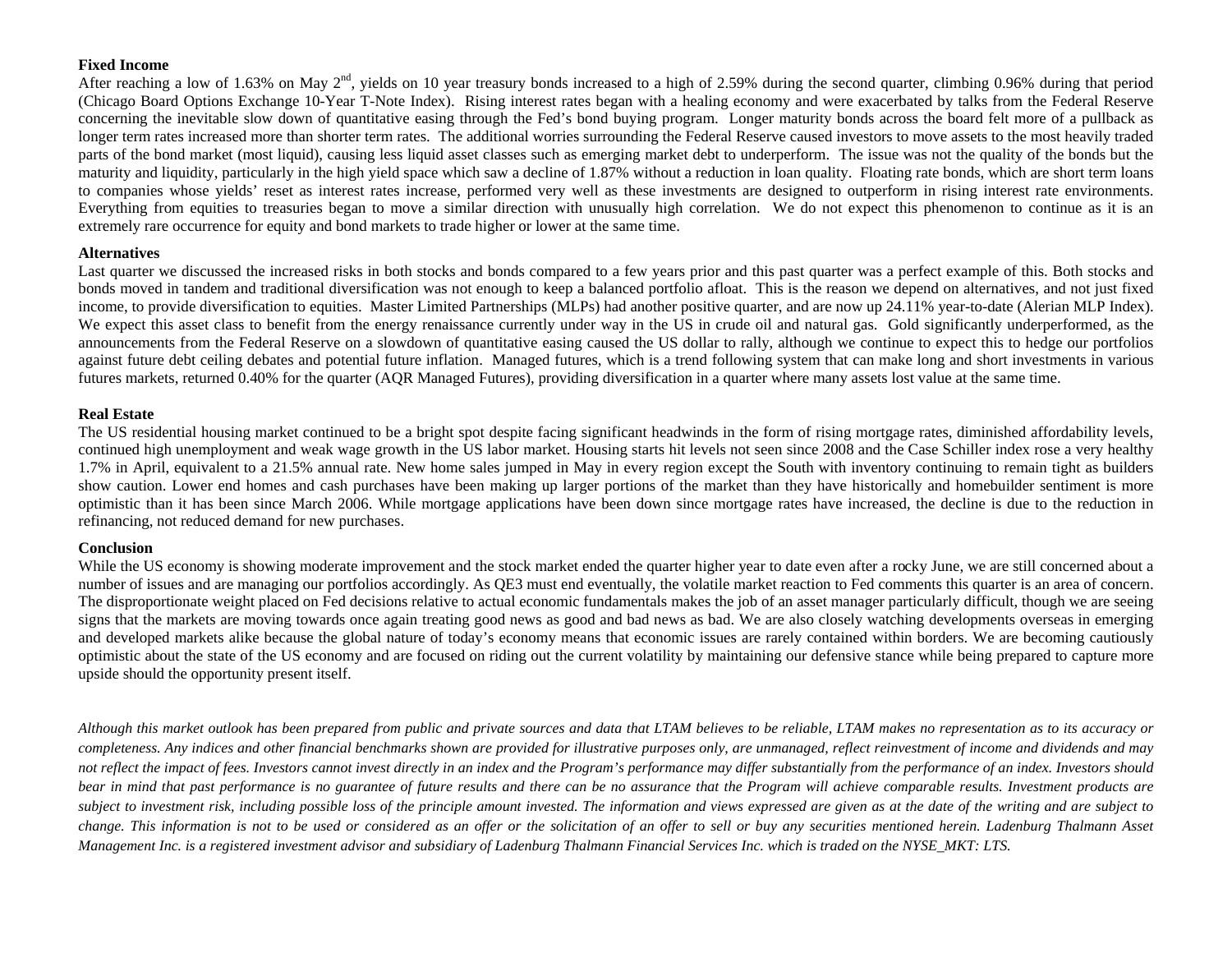**Fixed Income**

After reaching a low of 1.63% on May 2nd, yields on 10 year treasury bonds increased to a high of 2.59% during the second quarter, climbing 0.96% during that period (Chicago Board Options Exchange 10-Year T-Note Index). Rising interest rates began with a healing economy and were exacerbated by talks from the Federal Reserve concerning the inevitable slow down of quantitative easing through the Fed's bond buying program. Longer maturity bonds across the board felt more of a pullback as longer term rates increased more than shorter term rates. The additional worries surrounding the Federal Reserve caused investors to move assets to the most heavily traded parts of the bond market (most liquid), causing less liquid asset classes such as emerging market debt to underperform. The issue was not the quality of the bonds but the maturity and liquidity, particularly in the high yield space which saw a decline of 1.87% without a reduction in loan quality. Floating rate bonds, which are short term loans to companies whose yields' reset as interest rates increase, performed very well as these investments are designed to outperform in rising interest rate environments. Everything from equities to treasuries began to move a similar direction with unusually high correlation. We do not expect this phenomenon to continue as it is an extremely rare occurrence for equity and bond markets to trade higher or lower at the same time.

**Alternatives**

Last quarter we discussed the increased risks in both stocks and bonds compared to a few years prior and this past quarter was a perfect example of this. Both stocks and bonds moved in tandem and traditional diversification was not enough to keep a balanced portfolio afloat. This is the reason we depend on alternatives, and not just fixed income, to provide diversification to equities. Master Limited Partnerships (MLPs) had another positive quarter, and are now up 24.11% year-to-date (Alerian MLP Index). We expect this asset class to benefit from the energy renaissance currently under way in the US in crude oil and natural gas. Gold significantly underperformed, as the announcements from the Federal Reserve on a slowdown of quantitative easing caused the US dollar to rally, although we continue to expect this to hedge our portfolios against future debt ceiling debates and potential future inflation. Managed futures, which is a trend following system that can make long and short investments in various futures markets, returned 0.40% for the quarter (AQR Managed Futures), providing diversification in a quarter where many assets lost value at the same time.

**Real Estate**

The US residential housing market continued to be a bright spot despite facing significant headwinds in the form of rising mortgage rates, diminished affordability levels, continued high unemployment and weak wage growth in the US labor market. Housing starts hit levels not seen since 2008 and the Case Schiller index rose a very healthy 1.7% in April, equivalent to a 21.5% annual rate. New home sales jumped in May in every region except the South with inventory continuing to remain tight as builders show caution. Lower end homes and cash purchases have been making up larger portions of the market than they have historically and homebuilder sentiment is more optimistic than it has been since March 2006. While mortgage applications have been down since mortgage rates have increased, the decline is due to the reduction in refinancing, not reduced demand for new purchases.

**Conclusion**

While the US economy is showing moderate improvement and the stock market ended the quarter higher year to date even after a rocky June, we are still concerned about a number of issues and are managing our portfolios accordingly. As QE3 must end eventually, the volatile market reaction to Fed comments this quarter is an area of concern. The disproportionate weight placed on Fed decisions relative to actual economic fundamentals makes the job of an asset manager particularly difficult, though we are seeing signs that the markets are moving towards once again treating good news as good and bad news as bad. We are also closely watching developments overseas in emerging and developed markets alike because the global nature of today's economy means that economic issues are rarely contained within borders. We are becoming cautiously optimistic about the state of the US economy and are focused on riding out the current volatility by maintaining our defensive stance while being prepared to capture more upside should the opportunity present itself.

*Although this market outlook has been prepared from public and private sources and data that LTAM believes to be reliable, LTAM makes no representation as to its accuracy or completeness. Any indices and other financial benchmarks shown are provided for illustrative purposes only, are unmanaged, reflect reinvestment of income and dividends and may not reflect the impact of fees. Investors cannot invest directly in an index and the Program's performance may differ substantially from the performance of an index. Investors should bear in mind that past performance is no guarantee of future results and there can be no assurance that the Program will achieve comparable results. Investment products are subject to investment risk, including possible loss of the principle amount invested. The information and views expressed are given as at the date of the writing and are subject to change. This information is not to be used or considered as an offer or the solicitation of an offer to sell or buy any securities mentioned herein. Ladenburg Thalmann Asset Management Inc. is a registered investment advisor and subsidiary of Ladenburg Thalmann Financial Services Inc. which is traded on the NYSE_MKT: LTS.*